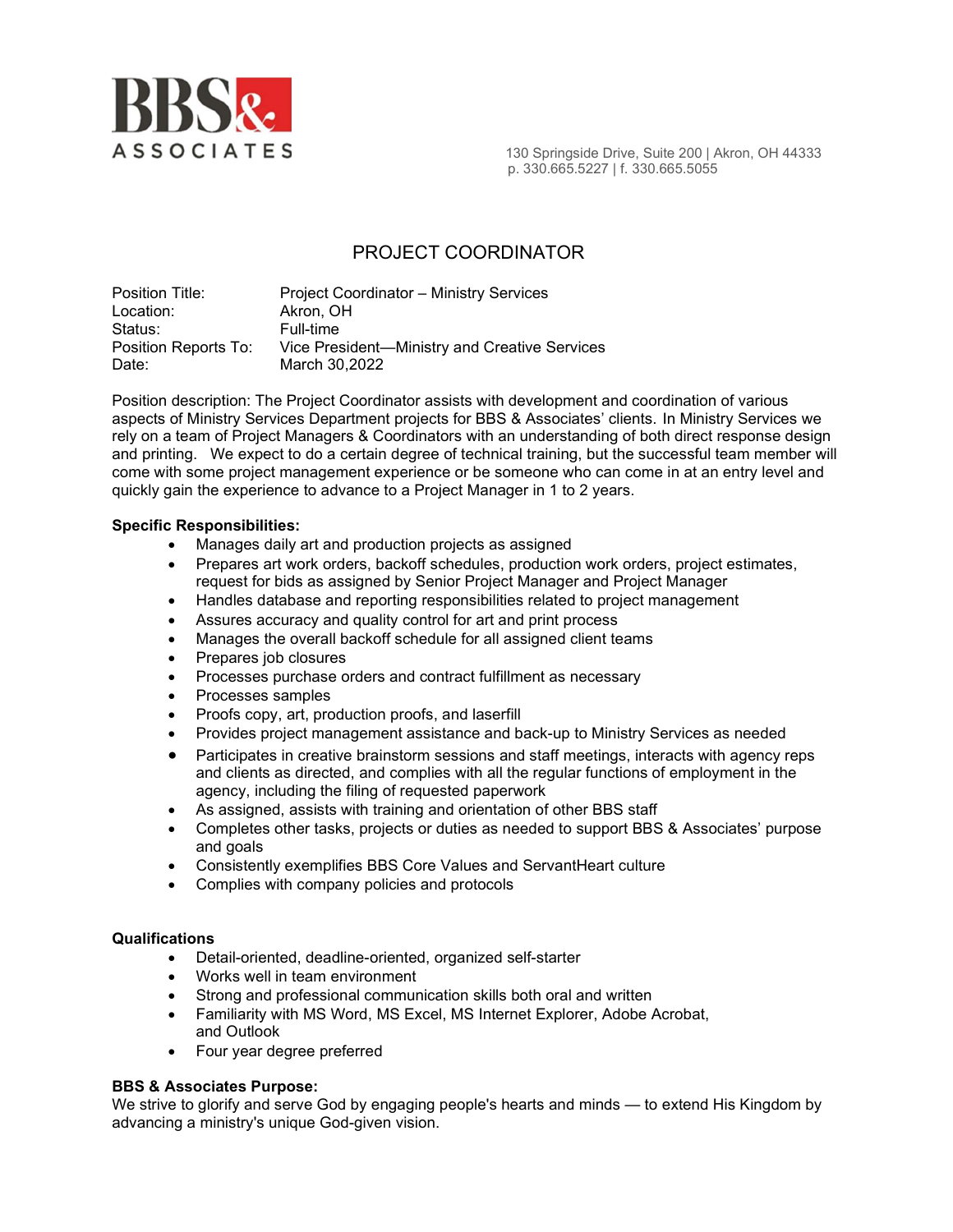BBS& ASSOCIATES

130 Springside Drive, Suite 200 | Akron, OH 44333
p. 330.665.5227 | f. 330.665.5055

# PROJECT COORDINATOR

| | |
|---|---|
| Position Title: | Project Coordinator – Ministry Services |
| Location: | Akron, OH |
| Status: | Full-time |
| Position Reports To: | Vice President—Ministry and Creative Services |
| Date: | March 30,2022 |

Position description: The Project Coordinator assists with development and coordination of various aspects of Ministry Services Department projects for BBS & Associates' clients. In Ministry Services we rely on a team of Project Managers & Coordinators with an understanding of both direct response design and printing. We expect to do a certain degree of technical training, but the successful team member will come with some project management experience or be someone who can come in at an entry level and quickly gain the experience to advance to a Project Manager in 1 to 2 years.

**Specific Responsibilities:**

- Manages daily art and production projects as assigned
- Prepares art work orders, backoff schedules, production work orders, project estimates, request for bids as assigned by Senior Project Manager and Project Manager
- Handles database and reporting responsibilities related to project management
- Assures accuracy and quality control for art and print process
- Manages the overall backoff schedule for all assigned client teams
- Prepares job closures
- Processes purchase orders and contract fulfillment as necessary
- Processes samples
- Proofs copy, art, production proofs, and laserfill
- Provides project management assistance and back-up to Ministry Services as needed
- Participates in creative brainstorm sessions and staff meetings, interacts with agency reps and clients as directed, and complies with all the regular functions of employment in the agency, including the filing of requested paperwork
- As assigned, assists with training and orientation of other BBS staff
- Completes other tasks, projects or duties as needed to support BBS & Associates' purpose and goals
- Consistently exemplifies BBS Core Values and ServantHeart culture
- Complies with company policies and protocols

**Qualifications**

- Detail-oriented, deadline-oriented, organized self-starter
- Works well in team environment
- Strong and professional communication skills both oral and written
- Familiarity with MS Word, MS Excel, MS Internet Explorer, Adobe Acrobat, and Outlook
- Four year degree preferred

**BBS & Associates Purpose:**

We strive to glorify and serve God by engaging people's hearts and minds — to extend His Kingdom by advancing a ministry's unique God-given vision.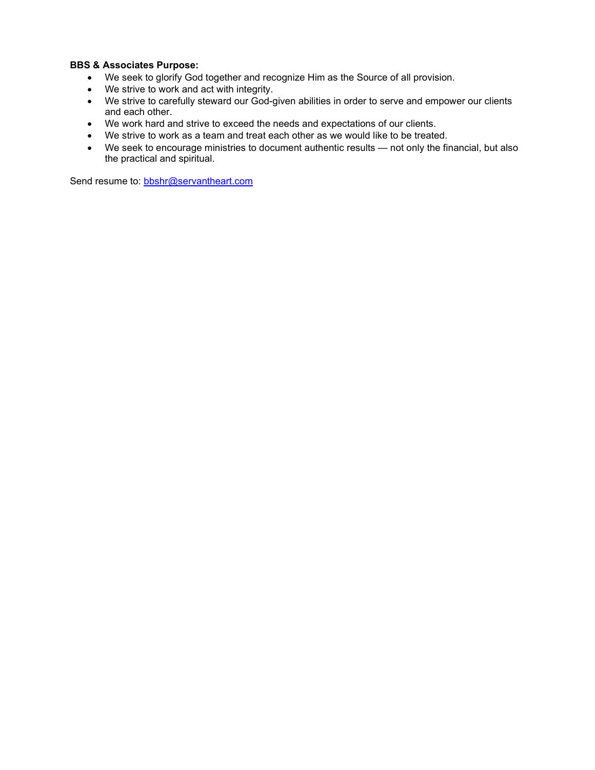**BBS & Associates Purpose:**

- We seek to glorify God together and recognize Him as the Source of all provision.
- We strive to work and act with integrity.
- We strive to carefully steward our God-given abilities in order to serve and empower our clients and each other.
- We work hard and strive to exceed the needs and expectations of our clients.
- We strive to work as a team and treat each other as we would like to be treated.
- We seek to encourage ministries to document authentic results — not only the financial, but also the practical and spiritual.

Send resume to: [bbshr@servantheart.com](mailto:bbshr@servantheart.com)